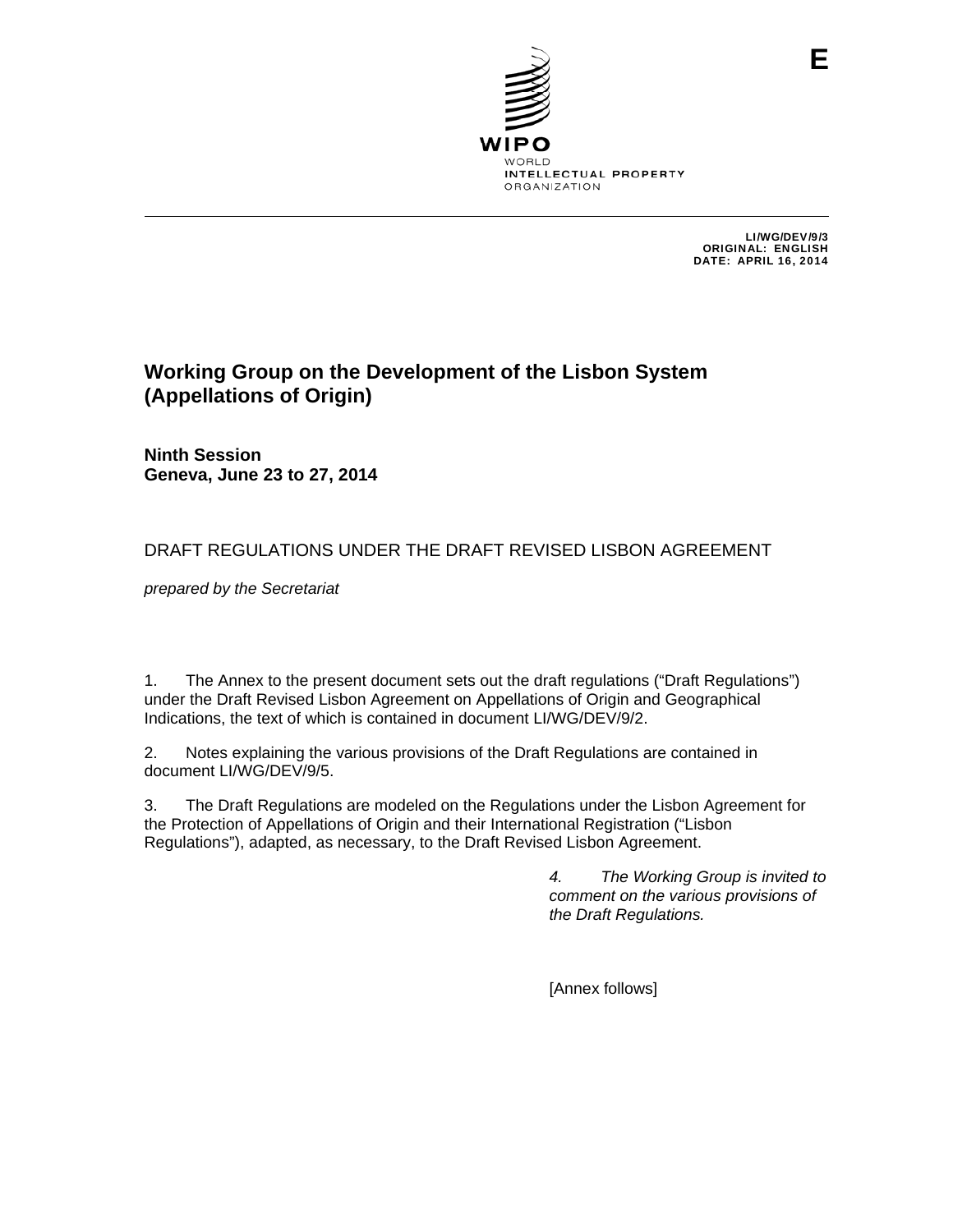E

WIPO
WORLD
INTELLECTUAL PROPERTY
ORGANIZATION

LI/WG/DEV/9/3
ORIGINAL: ENGLISH
DATE: APRIL 16, 2014

# Working Group on the Development of the Lisbon System (Appellations of Origin)

**Ninth Session**
**Geneva, June 23 to 27, 2014**

## DRAFT REGULATIONS UNDER THE DRAFT REVISED LISBON AGREEMENT

*prepared by the Secretariat*

1. The Annex to the present document sets out the draft regulations ("Draft Regulations") under the Draft Revised Lisbon Agreement on Appellations of Origin and Geographical Indications, the text of which is contained in document LI/WG/DEV/9/2.

2. Notes explaining the various provisions of the Draft Regulations are contained in document LI/WG/DEV/9/5.

3. The Draft Regulations are modeled on the Regulations under the Lisbon Agreement for the Protection of Appellations of Origin and their International Registration ("Lisbon Regulations"), adapted, as necessary, to the Draft Revised Lisbon Agreement.

*4. The Working Group is invited to comment on the various provisions of the Draft Regulations.*

[Annex follows]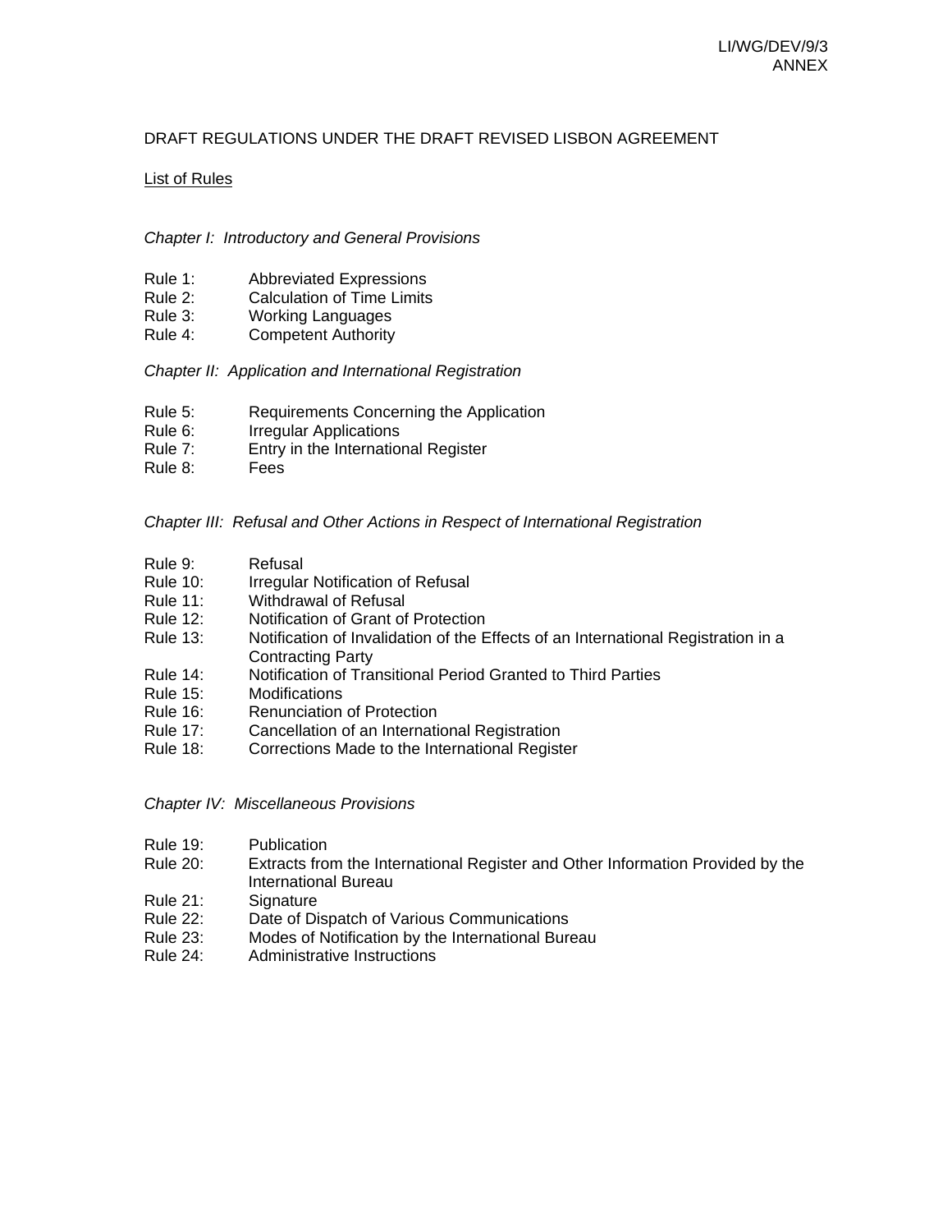DRAFT REGULATIONS UNDER THE DRAFT REVISED LISBON AGREEMENT

List of Rules

*Chapter I: Introductory and General Provisions*

| | |
|---|---|
| Rule 1: | Abbreviated Expressions |
| Rule 2: | Calculation of Time Limits |
| Rule 3: | Working Languages |
| Rule 4: | Competent Authority |

*Chapter II: Application and International Registration*

| | |
|---|---|
| Rule 5: | Requirements Concerning the Application |
| Rule 6: | Irregular Applications |
| Rule 7: | Entry in the International Register |
| Rule 8: | Fees |

*Chapter III: Refusal and Other Actions in Respect of International Registration*

| | |
|---|---|
| Rule 9: | Refusal |
| Rule 10: | Irregular Notification of Refusal |
| Rule 11: | Withdrawal of Refusal |
| Rule 12: | Notification of Grant of Protection |
| Rule 13: | Notification of Invalidation of the Effects of an International Registration in a Contracting Party |
| Rule 14: | Notification of Transitional Period Granted to Third Parties |
| Rule 15: | Modifications |
| Rule 16: | Renunciation of Protection |
| Rule 17: | Cancellation of an International Registration |
| Rule 18: | Corrections Made to the International Register |

*Chapter IV: Miscellaneous Provisions*

| | |
|---|---|
| Rule 19: | Publication |
| Rule 20: | Extracts from the International Register and Other Information Provided by the International Bureau |
| Rule 21: | Signature |
| Rule 22: | Date of Dispatch of Various Communications |
| Rule 23: | Modes of Notification by the International Bureau |
| Rule 24: | Administrative Instructions |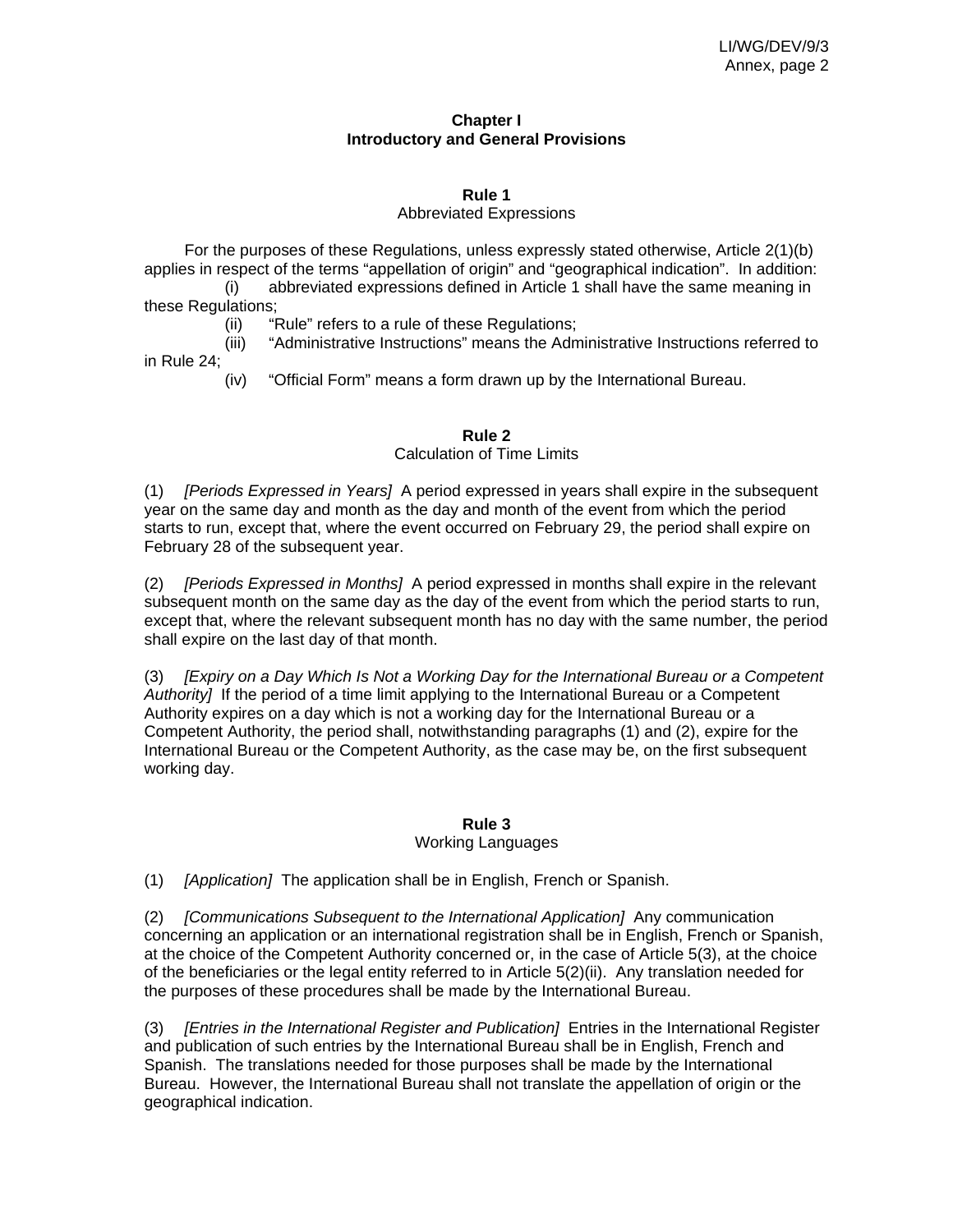## Chapter I
## Introductory and General Provisions

### Rule 1
Abbreviated Expressions

For the purposes of these Regulations, unless expressly stated otherwise, Article 2(1)(b) applies in respect of the terms "appellation of origin" and "geographical indication". In addition:

(i) abbreviated expressions defined in Article 1 shall have the same meaning in these Regulations;

(ii) "Rule" refers to a rule of these Regulations;

(iii) "Administrative Instructions" means the Administrative Instructions referred to in Rule 24;

(iv) "Official Form" means a form drawn up by the International Bureau.

### Rule 2
Calculation of Time Limits

(1) *[Periods Expressed in Years]* A period expressed in years shall expire in the subsequent year on the same day and month as the day and month of the event from which the period starts to run, except that, where the event occurred on February 29, the period shall expire on February 28 of the subsequent year.

(2) *[Periods Expressed in Months]* A period expressed in months shall expire in the relevant subsequent month on the same day as the day of the event from which the period starts to run, except that, where the relevant subsequent month has no day with the same number, the period shall expire on the last day of that month.

(3) *[Expiry on a Day Which Is Not a Working Day for the International Bureau or a Competent Authority]* If the period of a time limit applying to the International Bureau or a Competent Authority expires on a day which is not a working day for the International Bureau or a Competent Authority, the period shall, notwithstanding paragraphs (1) and (2), expire for the International Bureau or the Competent Authority, as the case may be, on the first subsequent working day.

### Rule 3
Working Languages

(1) *[Application]* The application shall be in English, French or Spanish.

(2) *[Communications Subsequent to the International Application]* Any communication concerning an application or an international registration shall be in English, French or Spanish, at the choice of the Competent Authority concerned or, in the case of Article 5(3), at the choice of the beneficiaries or the legal entity referred to in Article 5(2)(ii). Any translation needed for the purposes of these procedures shall be made by the International Bureau.

(3) *[Entries in the International Register and Publication]* Entries in the International Register and publication of such entries by the International Bureau shall be in English, French and Spanish. The translations needed for those purposes shall be made by the International Bureau. However, the International Bureau shall not translate the appellation of origin or the geographical indication.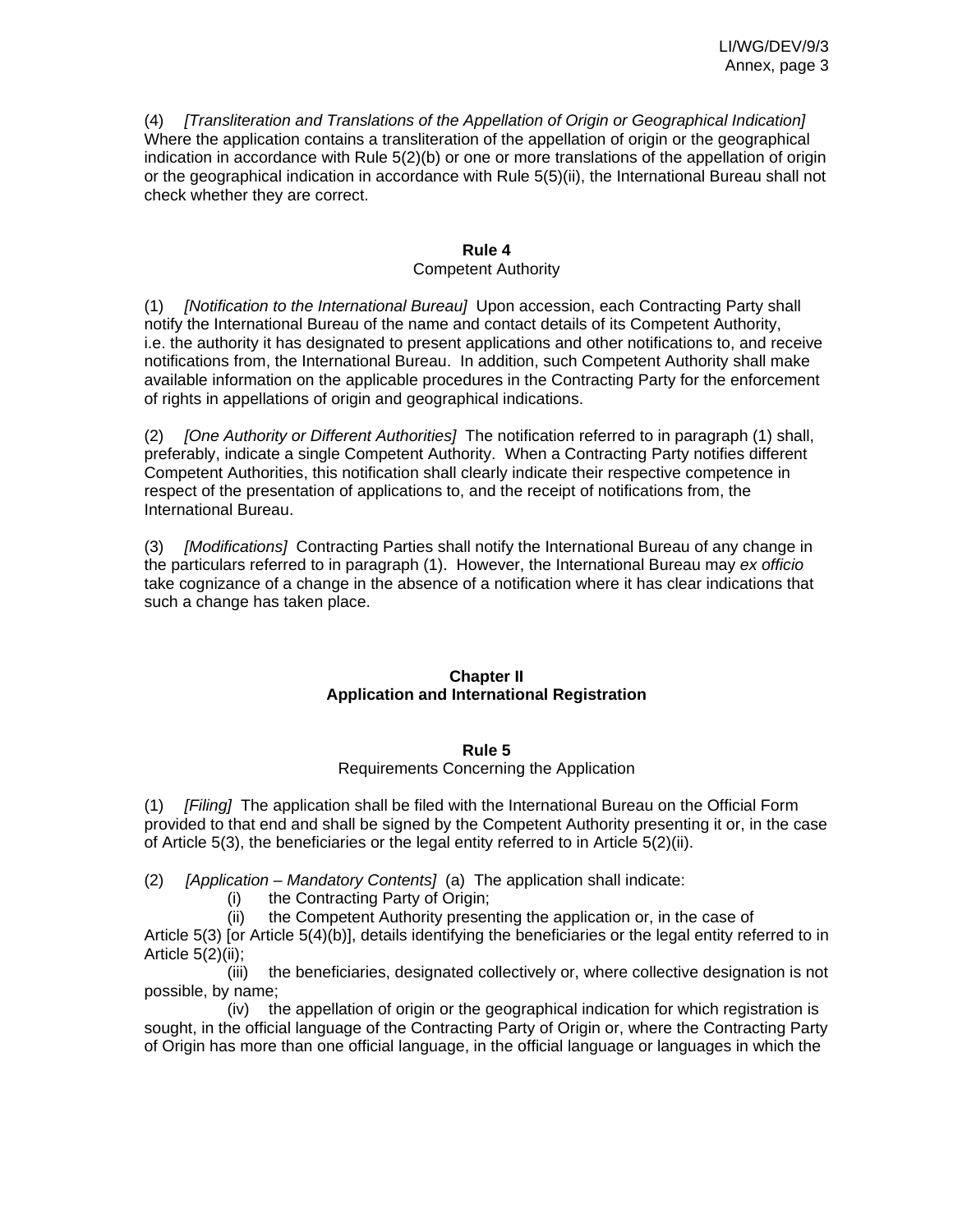(4) *[Transliteration and Translations of the Appellation of Origin or Geographical Indication]* Where the application contains a transliteration of the appellation of origin or the geographical indication in accordance with Rule 5(2)(b) or one or more translations of the appellation of origin or the geographical indication in accordance with Rule 5(5)(ii), the International Bureau shall not check whether they are correct.

**Rule 4**
Competent Authority

(1) *[Notification to the International Bureau]* Upon accession, each Contracting Party shall notify the International Bureau of the name and contact details of its Competent Authority, i.e. the authority it has designated to present applications and other notifications to, and receive notifications from, the International Bureau. In addition, such Competent Authority shall make available information on the applicable procedures in the Contracting Party for the enforcement of rights in appellations of origin and geographical indications.

(2) *[One Authority or Different Authorities]* The notification referred to in paragraph (1) shall, preferably, indicate a single Competent Authority. When a Contracting Party notifies different Competent Authorities, this notification shall clearly indicate their respective competence in respect of the presentation of applications to, and the receipt of notifications from, the International Bureau.

(3) *[Modifications]* Contracting Parties shall notify the International Bureau of any change in the particulars referred to in paragraph (1). However, the International Bureau may *ex officio* take cognizance of a change in the absence of a notification where it has clear indications that such a change has taken place.

**Chapter II**
**Application and International Registration**

**Rule 5**
Requirements Concerning the Application

(1) *[Filing]* The application shall be filed with the International Bureau on the Official Form provided to that end and shall be signed by the Competent Authority presenting it or, in the case of Article 5(3), the beneficiaries or the legal entity referred to in Article 5(2)(ii).

(2) *[Application – Mandatory Contents]* (a) The application shall indicate:

(i) the Contracting Party of Origin;

(ii) the Competent Authority presenting the application or, in the case of Article 5(3) [or Article 5(4)(b)], details identifying the beneficiaries or the legal entity referred to in Article 5(2)(ii);

(iii) the beneficiaries, designated collectively or, where collective designation is not possible, by name;

(iv) the appellation of origin or the geographical indication for which registration is sought, in the official language of the Contracting Party of Origin or, where the Contracting Party of Origin has more than one official language, in the official language or languages in which the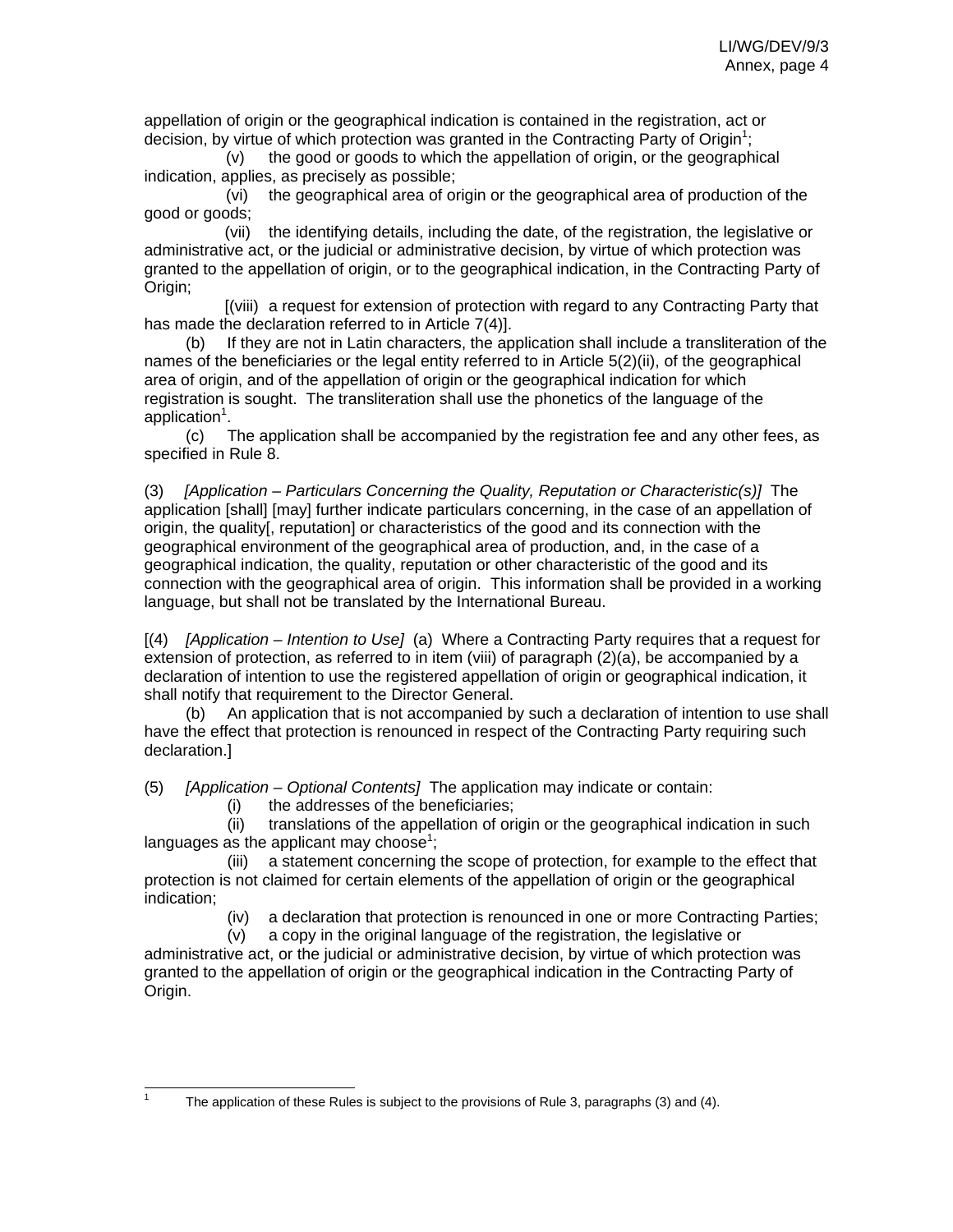appellation of origin or the geographical indication is contained in the registration, act or decision, by virtue of which protection was granted in the Contracting Party of Origin[1];

(v) the good or goods to which the appellation of origin, or the geographical indication, applies, as precisely as possible;

(vi) the geographical area of origin or the geographical area of production of the good or goods;

(vii) the identifying details, including the date, of the registration, the legislative or administrative act, or the judicial or administrative decision, by virtue of which protection was granted to the appellation of origin, or to the geographical indication, in the Contracting Party of Origin;

[(viii) a request for extension of protection with regard to any Contracting Party that has made the declaration referred to in Article 7(4)].

(b) If they are not in Latin characters, the application shall include a transliteration of the names of the beneficiaries or the legal entity referred to in Article 5(2)(ii), of the geographical area of origin, and of the appellation of origin or the geographical indication for which registration is sought. The transliteration shall use the phonetics of the language of the application[1].

(c) The application shall be accompanied by the registration fee and any other fees, as specified in Rule 8.

(3) *[Application – Particulars Concerning the Quality, Reputation or Characteristic(s)]* The application [shall] [may] further indicate particulars concerning, in the case of an appellation of origin, the quality[, reputation] or characteristics of the good and its connection with the geographical environment of the geographical area of production, and, in the case of a geographical indication, the quality, reputation or other characteristic of the good and its connection with the geographical area of origin. This information shall be provided in a working language, but shall not be translated by the International Bureau.

[(4) *[Application – Intention to Use]* (a) Where a Contracting Party requires that a request for extension of protection, as referred to in item (viii) of paragraph (2)(a), be accompanied by a declaration of intention to use the registered appellation of origin or geographical indication, it shall notify that requirement to the Director General.

(b) An application that is not accompanied by such a declaration of intention to use shall have the effect that protection is renounced in respect of the Contracting Party requiring such declaration.]

(5) *[Application – Optional Contents]* The application may indicate or contain:

(i) the addresses of the beneficiaries;

(ii) translations of the appellation of origin or the geographical indication in such languages as the applicant may choose[1];

(iii) a statement concerning the scope of protection, for example to the effect that protection is not claimed for certain elements of the appellation of origin or the geographical indication;

(iv) a declaration that protection is renounced in one or more Contracting Parties;

(v) a copy in the original language of the registration, the legislative or administrative act, or the judicial or administrative decision, by virtue of which protection was granted to the appellation of origin or the geographical indication in the Contracting Party of Origin.

---

[1] The application of these Rules is subject to the provisions of Rule 3, paragraphs (3) and (4).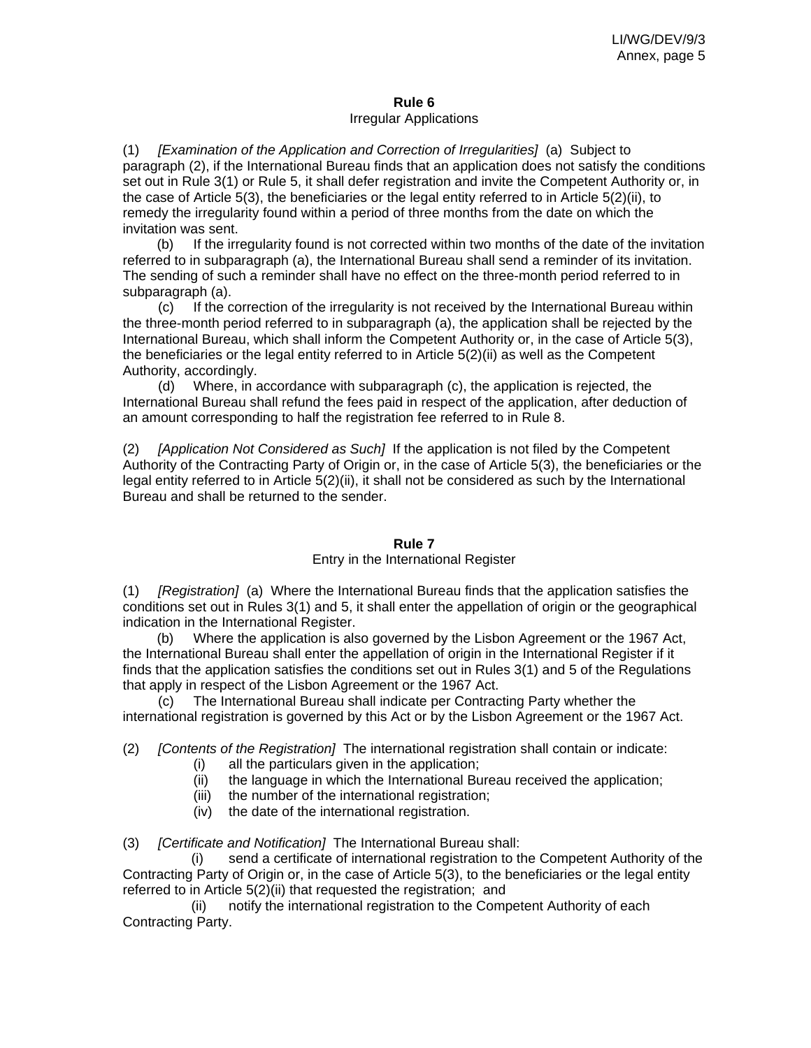## Rule 6

Irregular Applications

(1) *[Examination of the Application and Correction of Irregularities]* (a) Subject to paragraph (2), if the International Bureau finds that an application does not satisfy the conditions set out in Rule 3(1) or Rule 5, it shall defer registration and invite the Competent Authority or, in the case of Article 5(3), the beneficiaries or the legal entity referred to in Article 5(2)(ii), to remedy the irregularity found within a period of three months from the date on which the invitation was sent.

(b) If the irregularity found is not corrected within two months of the date of the invitation referred to in subparagraph (a), the International Bureau shall send a reminder of its invitation. The sending of such a reminder shall have no effect on the three-month period referred to in subparagraph (a).

(c) If the correction of the irregularity is not received by the International Bureau within the three-month period referred to in subparagraph (a), the application shall be rejected by the International Bureau, which shall inform the Competent Authority or, in the case of Article 5(3), the beneficiaries or the legal entity referred to in Article 5(2)(ii) as well as the Competent Authority, accordingly.

(d) Where, in accordance with subparagraph (c), the application is rejected, the International Bureau shall refund the fees paid in respect of the application, after deduction of an amount corresponding to half the registration fee referred to in Rule 8.

(2) *[Application Not Considered as Such]* If the application is not filed by the Competent Authority of the Contracting Party of Origin or, in the case of Article 5(3), the beneficiaries or the legal entity referred to in Article 5(2)(ii), it shall not be considered as such by the International Bureau and shall be returned to the sender.

## Rule 7

Entry in the International Register

(1) *[Registration]* (a) Where the International Bureau finds that the application satisfies the conditions set out in Rules 3(1) and 5, it shall enter the appellation of origin or the geographical indication in the International Register.

(b) Where the application is also governed by the Lisbon Agreement or the 1967 Act, the International Bureau shall enter the appellation of origin in the International Register if it finds that the application satisfies the conditions set out in Rules 3(1) and 5 of the Regulations that apply in respect of the Lisbon Agreement or the 1967 Act.

(c) The International Bureau shall indicate per Contracting Party whether the international registration is governed by this Act or by the Lisbon Agreement or the 1967 Act.

(2) *[Contents of the Registration]* The international registration shall contain or indicate:

- (i) all the particulars given in the application;
- (ii) the language in which the International Bureau received the application;
- (iii) the number of the international registration;
- (iv) the date of the international registration.

(3) *[Certificate and Notification]* The International Bureau shall:

(i) send a certificate of international registration to the Competent Authority of the Contracting Party of Origin or, in the case of Article 5(3), to the beneficiaries or the legal entity referred to in Article 5(2)(ii) that requested the registration; and

(ii) notify the international registration to the Competent Authority of each Contracting Party.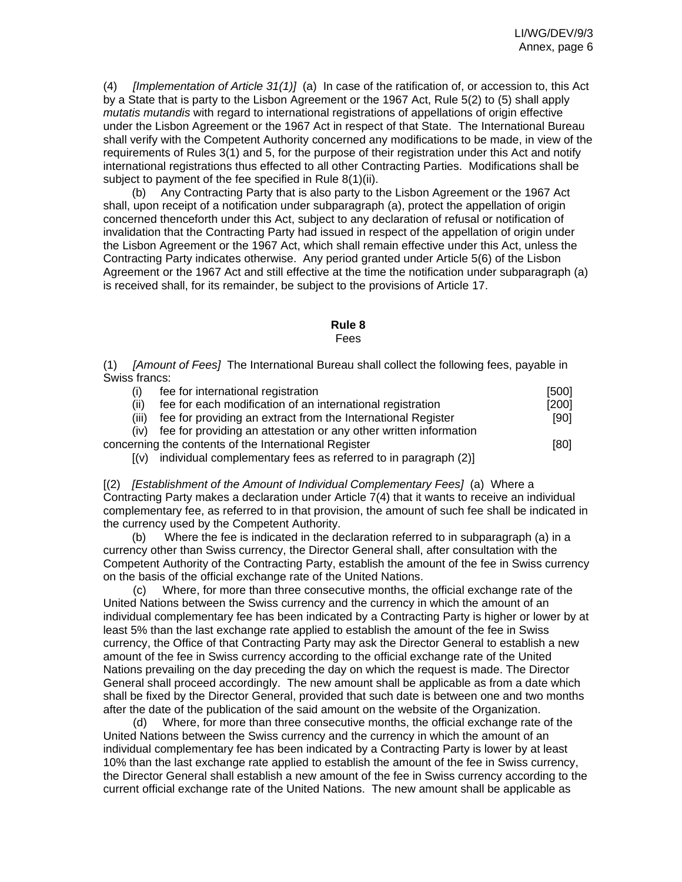(4) *[Implementation of Article 31(1)]* (a) In case of the ratification of, or accession to, this Act by a State that is party to the Lisbon Agreement or the 1967 Act, Rule 5(2) to (5) shall apply *mutatis mutandis* with regard to international registrations of appellations of origin effective under the Lisbon Agreement or the 1967 Act in respect of that State. The International Bureau shall verify with the Competent Authority concerned any modifications to be made, in view of the requirements of Rules 3(1) and 5, for the purpose of their registration under this Act and notify international registrations thus effected to all other Contracting Parties. Modifications shall be subject to payment of the fee specified in Rule 8(1)(ii).

(b) Any Contracting Party that is also party to the Lisbon Agreement or the 1967 Act shall, upon receipt of a notification under subparagraph (a), protect the appellation of origin concerned thenceforth under this Act, subject to any declaration of refusal or notification of invalidation that the Contracting Party had issued in respect of the appellation of origin under the Lisbon Agreement or the 1967 Act, which shall remain effective under this Act, unless the Contracting Party indicates otherwise. Any period granted under Article 5(6) of the Lisbon Agreement or the 1967 Act and still effective at the time the notification under subparagraph (a) is received shall, for its remainder, be subject to the provisions of Article 17.

**Rule 8**
Fees

(1) *[Amount of Fees]* The International Bureau shall collect the following fees, payable in Swiss francs:

| | | |
|---|---|---|
| (i) | fee for international registration | [500] |
| (ii) | fee for each modification of an international registration | [200] |
| (iii) | fee for providing an extract from the International Register | [90] |
| (iv) | fee for providing an attestation or any other written information concerning the contents of the International Register | [80] |
| [(v) | individual complementary fees as referred to in paragraph (2)] | |

[(2) *[Establishment of the Amount of Individual Complementary Fees]* (a) Where a Contracting Party makes a declaration under Article 7(4) that it wants to receive an individual complementary fee, as referred to in that provision, the amount of such fee shall be indicated in the currency used by the Competent Authority.

(b) Where the fee is indicated in the declaration referred to in subparagraph (a) in a currency other than Swiss currency, the Director General shall, after consultation with the Competent Authority of the Contracting Party, establish the amount of the fee in Swiss currency on the basis of the official exchange rate of the United Nations.

(c) Where, for more than three consecutive months, the official exchange rate of the United Nations between the Swiss currency and the currency in which the amount of an individual complementary fee has been indicated by a Contracting Party is higher or lower by at least 5% than the last exchange rate applied to establish the amount of the fee in Swiss currency, the Office of that Contracting Party may ask the Director General to establish a new amount of the fee in Swiss currency according to the official exchange rate of the United Nations prevailing on the day preceding the day on which the request is made. The Director General shall proceed accordingly. The new amount shall be applicable as from a date which shall be fixed by the Director General, provided that such date is between one and two months after the date of the publication of the said amount on the website of the Organization.

(d) Where, for more than three consecutive months, the official exchange rate of the United Nations between the Swiss currency and the currency in which the amount of an individual complementary fee has been indicated by a Contracting Party is lower by at least 10% than the last exchange rate applied to establish the amount of the fee in Swiss currency, the Director General shall establish a new amount of the fee in Swiss currency according to the current official exchange rate of the United Nations. The new amount shall be applicable as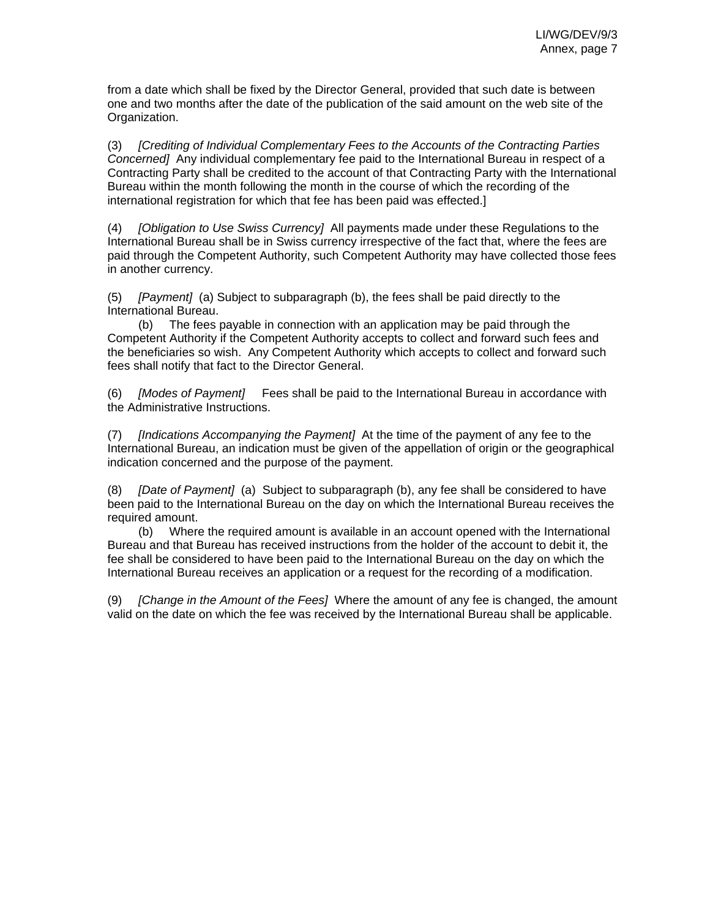from a date which shall be fixed by the Director General, provided that such date is between one and two months after the date of the publication of the said amount on the web site of the Organization.

(3) *[Crediting of Individual Complementary Fees to the Accounts of the Contracting Parties Concerned]* Any individual complementary fee paid to the International Bureau in respect of a Contracting Party shall be credited to the account of that Contracting Party with the International Bureau within the month following the month in the course of which the recording of the international registration for which that fee has been paid was effected.]

(4) *[Obligation to Use Swiss Currency]* All payments made under these Regulations to the International Bureau shall be in Swiss currency irrespective of the fact that, where the fees are paid through the Competent Authority, such Competent Authority may have collected those fees in another currency.

(5) *[Payment]* (a) Subject to subparagraph (b), the fees shall be paid directly to the International Bureau.

(b) The fees payable in connection with an application may be paid through the Competent Authority if the Competent Authority accepts to collect and forward such fees and the beneficiaries so wish. Any Competent Authority which accepts to collect and forward such fees shall notify that fact to the Director General.

(6) *[Modes of Payment]* Fees shall be paid to the International Bureau in accordance with the Administrative Instructions.

(7) *[Indications Accompanying the Payment]* At the time of the payment of any fee to the International Bureau, an indication must be given of the appellation of origin or the geographical indication concerned and the purpose of the payment.

(8) *[Date of Payment]* (a) Subject to subparagraph (b), any fee shall be considered to have been paid to the International Bureau on the day on which the International Bureau receives the required amount.

(b) Where the required amount is available in an account opened with the International Bureau and that Bureau has received instructions from the holder of the account to debit it, the fee shall be considered to have been paid to the International Bureau on the day on which the International Bureau receives an application or a request for the recording of a modification.

(9) *[Change in the Amount of the Fees]* Where the amount of any fee is changed, the amount valid on the date on which the fee was received by the International Bureau shall be applicable.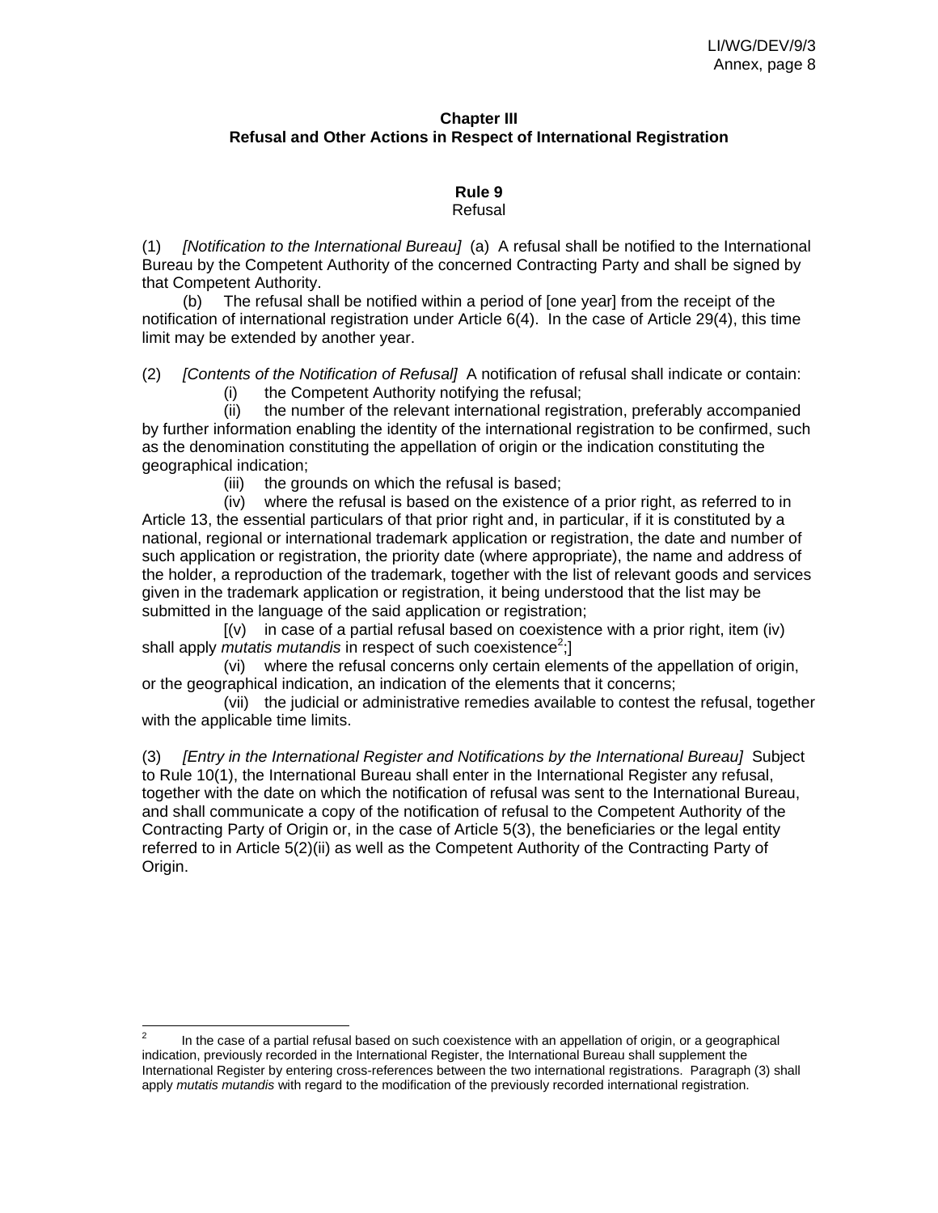## Chapter III
## Refusal and Other Actions in Respect of International Registration

### Rule 9
Refusal

(1) *[Notification to the International Bureau]* (a) A refusal shall be notified to the International Bureau by the Competent Authority of the concerned Contracting Party and shall be signed by that Competent Authority.

(b) The refusal shall be notified within a period of [one year] from the receipt of the notification of international registration under Article 6(4). In the case of Article 29(4), this time limit may be extended by another year.

(2) *[Contents of the Notification of Refusal]* A notification of refusal shall indicate or contain:

(i) the Competent Authority notifying the refusal;

(ii) the number of the relevant international registration, preferably accompanied by further information enabling the identity of the international registration to be confirmed, such as the denomination constituting the appellation of origin or the indication constituting the geographical indication;

(iii) the grounds on which the refusal is based;

(iv) where the refusal is based on the existence of a prior right, as referred to in Article 13, the essential particulars of that prior right and, in particular, if it is constituted by a national, regional or international trademark application or registration, the date and number of such application or registration, the priority date (where appropriate), the name and address of the holder, a reproduction of the trademark, together with the list of relevant goods and services given in the trademark application or registration, it being understood that the list may be submitted in the language of the said application or registration;

[(v) in case of a partial refusal based on coexistence with a prior right, item (iv) shall apply *mutatis mutandis* in respect of such coexistence[2];]

(vi) where the refusal concerns only certain elements of the appellation of origin, or the geographical indication, an indication of the elements that it concerns;

(vii) the judicial or administrative remedies available to contest the refusal, together with the applicable time limits.

(3) *[Entry in the International Register and Notifications by the International Bureau]* Subject to Rule 10(1), the International Bureau shall enter in the International Register any refusal, together with the date on which the notification of refusal was sent to the International Bureau, and shall communicate a copy of the notification of refusal to the Competent Authority of the Contracting Party of Origin or, in the case of Article 5(3), the beneficiaries or the legal entity referred to in Article 5(2)(ii) as well as the Competent Authority of the Contracting Party of Origin.

---

[2] In the case of a partial refusal based on such coexistence with an appellation of origin, or a geographical indication, previously recorded in the International Register, the International Bureau shall supplement the International Register by entering cross-references between the two international registrations. Paragraph (3) shall apply *mutatis mutandis* with regard to the modification of the previously recorded international registration.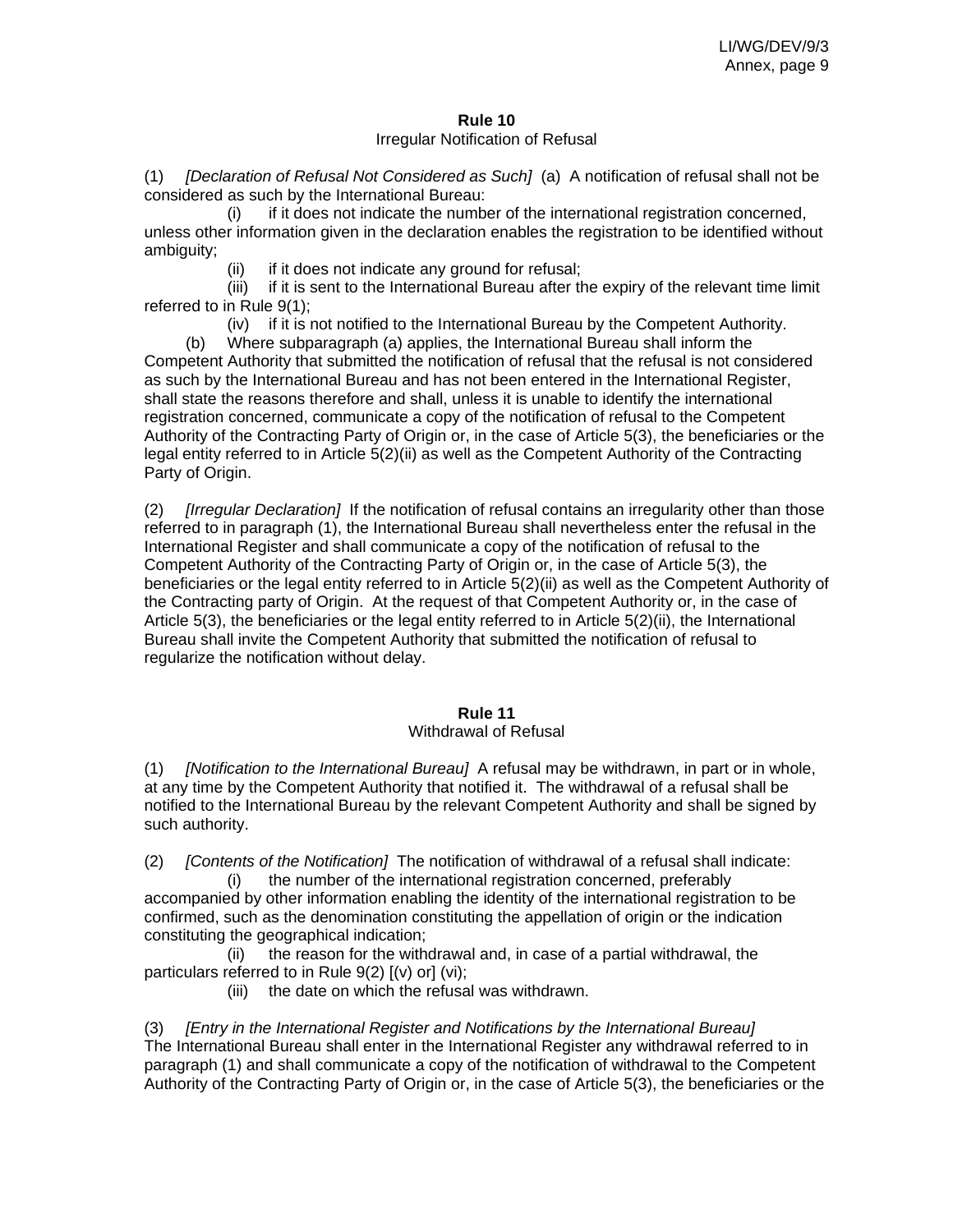### Rule 10

Irregular Notification of Refusal

(1) *[Declaration of Refusal Not Considered as Such]* (a) A notification of refusal shall not be considered as such by the International Bureau:

(i) if it does not indicate the number of the international registration concerned, unless other information given in the declaration enables the registration to be identified without ambiguity;

(ii) if it does not indicate any ground for refusal;

(iii) if it is sent to the International Bureau after the expiry of the relevant time limit referred to in Rule 9(1);

(iv) if it is not notified to the International Bureau by the Competent Authority.

(b) Where subparagraph (a) applies, the International Bureau shall inform the Competent Authority that submitted the notification of refusal that the refusal is not considered as such by the International Bureau and has not been entered in the International Register, shall state the reasons therefore and shall, unless it is unable to identify the international registration concerned, communicate a copy of the notification of refusal to the Competent Authority of the Contracting Party of Origin or, in the case of Article 5(3), the beneficiaries or the legal entity referred to in Article 5(2)(ii) as well as the Competent Authority of the Contracting Party of Origin.

(2) *[Irregular Declaration]* If the notification of refusal contains an irregularity other than those referred to in paragraph (1), the International Bureau shall nevertheless enter the refusal in the International Register and shall communicate a copy of the notification of refusal to the Competent Authority of the Contracting Party of Origin or, in the case of Article 5(3), the beneficiaries or the legal entity referred to in Article 5(2)(ii) as well as the Competent Authority of the Contracting party of Origin. At the request of that Competent Authority or, in the case of Article 5(3), the beneficiaries or the legal entity referred to in Article 5(2)(ii), the International Bureau shall invite the Competent Authority that submitted the notification of refusal to regularize the notification without delay.

### Rule 11

Withdrawal of Refusal

(1) *[Notification to the International Bureau]* A refusal may be withdrawn, in part or in whole, at any time by the Competent Authority that notified it. The withdrawal of a refusal shall be notified to the International Bureau by the relevant Competent Authority and shall be signed by such authority.

(2) *[Contents of the Notification]* The notification of withdrawal of a refusal shall indicate:

(i) the number of the international registration concerned, preferably accompanied by other information enabling the identity of the international registration to be confirmed, such as the denomination constituting the appellation of origin or the indication constituting the geographical indication;

(ii) the reason for the withdrawal and, in case of a partial withdrawal, the particulars referred to in Rule 9(2) [(v) or] (vi);

(iii) the date on which the refusal was withdrawn.

(3) *[Entry in the International Register and Notifications by the International Bureau]* The International Bureau shall enter in the International Register any withdrawal referred to in paragraph (1) and shall communicate a copy of the notification of withdrawal to the Competent Authority of the Contracting Party of Origin or, in the case of Article 5(3), the beneficiaries or the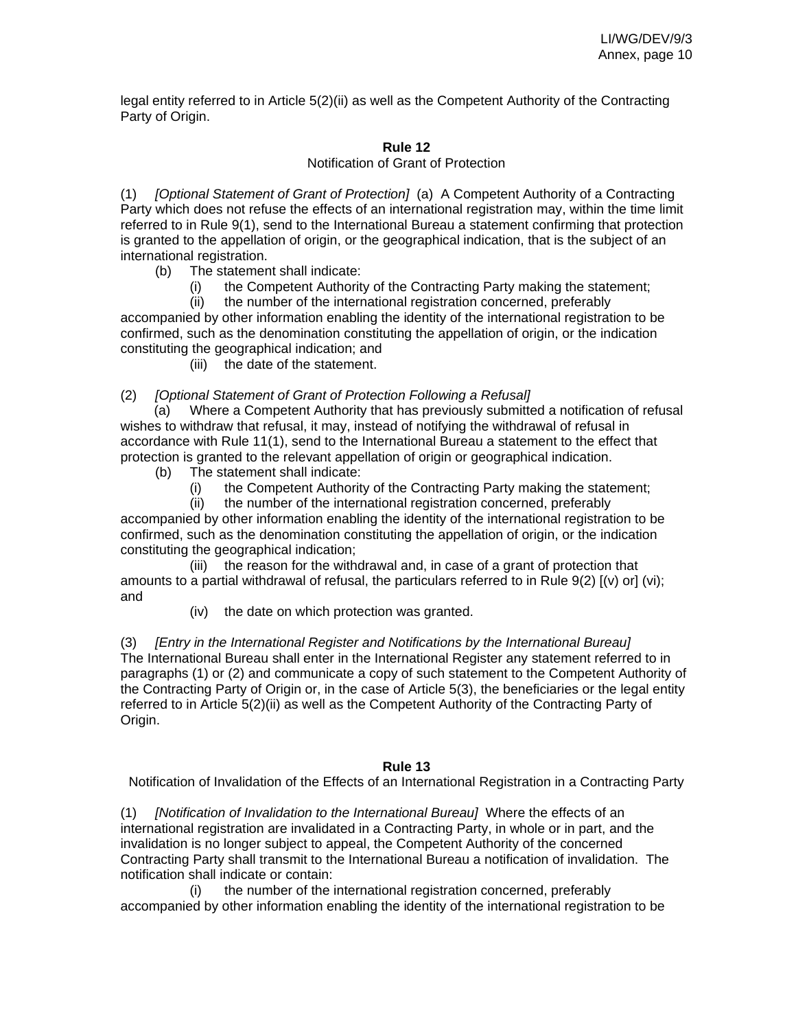legal entity referred to in Article 5(2)(ii) as well as the Competent Authority of the Contracting Party of Origin.

**Rule 12**

Notification of Grant of Protection

(1) *[Optional Statement of Grant of Protection]* (a) A Competent Authority of a Contracting Party which does not refuse the effects of an international registration may, within the time limit referred to in Rule 9(1), send to the International Bureau a statement confirming that protection is granted to the appellation of origin, or the geographical indication, that is the subject of an international registration.

(b) The statement shall indicate:

(i) the Competent Authority of the Contracting Party making the statement;

(ii) the number of the international registration concerned, preferably accompanied by other information enabling the identity of the international registration to be confirmed, such as the denomination constituting the appellation of origin, or the indication constituting the geographical indication; and

(iii) the date of the statement.

(2) *[Optional Statement of Grant of Protection Following a Refusal]*

(a) Where a Competent Authority that has previously submitted a notification of refusal wishes to withdraw that refusal, it may, instead of notifying the withdrawal of refusal in accordance with Rule 11(1), send to the International Bureau a statement to the effect that protection is granted to the relevant appellation of origin or geographical indication.

(b) The statement shall indicate:

(i) the Competent Authority of the Contracting Party making the statement;

(ii) the number of the international registration concerned, preferably accompanied by other information enabling the identity of the international registration to be confirmed, such as the denomination constituting the appellation of origin, or the indication constituting the geographical indication;

(iii) the reason for the withdrawal and, in case of a grant of protection that amounts to a partial withdrawal of refusal, the particulars referred to in Rule 9(2) [(v) or] (vi); and

(iv) the date on which protection was granted.

(3) *[Entry in the International Register and Notifications by the International Bureau]* The International Bureau shall enter in the International Register any statement referred to in paragraphs (1) or (2) and communicate a copy of such statement to the Competent Authority of the Contracting Party of Origin or, in the case of Article 5(3), the beneficiaries or the legal entity referred to in Article 5(2)(ii) as well as the Competent Authority of the Contracting Party of Origin.

**Rule 13**

Notification of Invalidation of the Effects of an International Registration in a Contracting Party

(1) *[Notification of Invalidation to the International Bureau]* Where the effects of an international registration are invalidated in a Contracting Party, in whole or in part, and the invalidation is no longer subject to appeal, the Competent Authority of the concerned Contracting Party shall transmit to the International Bureau a notification of invalidation. The notification shall indicate or contain:

(i) the number of the international registration concerned, preferably accompanied by other information enabling the identity of the international registration to be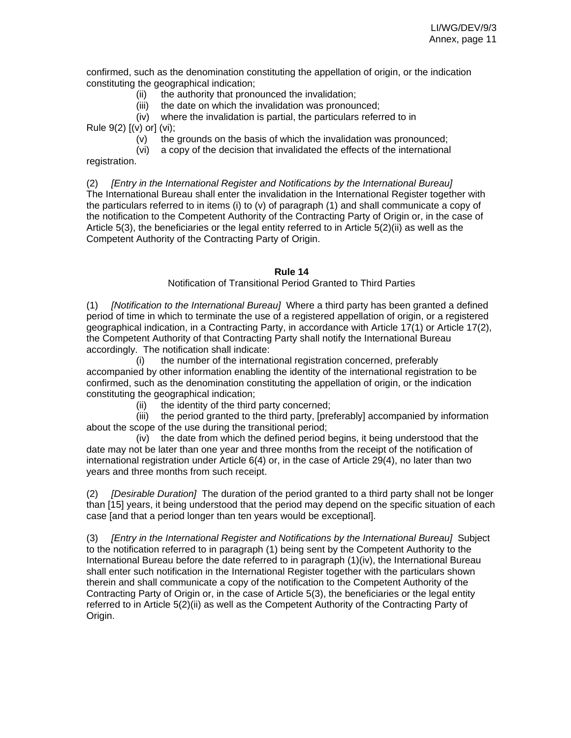confirmed, such as the denomination constituting the appellation of origin, or the indication constituting the geographical indication;

(ii) the authority that pronounced the invalidation;

(iii) the date on which the invalidation was pronounced;

(iv) where the invalidation is partial, the particulars referred to in Rule 9(2) [(v) or] (vi);

(v) the grounds on the basis of which the invalidation was pronounced;

(vi) a copy of the decision that invalidated the effects of the international registration.

(2) *[Entry in the International Register and Notifications by the International Bureau]* The International Bureau shall enter the invalidation in the International Register together with the particulars referred to in items (i) to (v) of paragraph (1) and shall communicate a copy of the notification to the Competent Authority of the Contracting Party of Origin or, in the case of Article 5(3), the beneficiaries or the legal entity referred to in Article 5(2)(ii) as well as the Competent Authority of the Contracting Party of Origin.

**Rule 14**

Notification of Transitional Period Granted to Third Parties

(1) *[Notification to the International Bureau]* Where a third party has been granted a defined period of time in which to terminate the use of a registered appellation of origin, or a registered geographical indication, in a Contracting Party, in accordance with Article 17(1) or Article 17(2), the Competent Authority of that Contracting Party shall notify the International Bureau accordingly. The notification shall indicate:

(i) the number of the international registration concerned, preferably accompanied by other information enabling the identity of the international registration to be confirmed, such as the denomination constituting the appellation of origin, or the indication constituting the geographical indication;

(ii) the identity of the third party concerned;

(iii) the period granted to the third party, [preferably] accompanied by information about the scope of the use during the transitional period;

(iv) the date from which the defined period begins, it being understood that the date may not be later than one year and three months from the receipt of the notification of international registration under Article 6(4) or, in the case of Article 29(4), no later than two years and three months from such receipt.

(2) *[Desirable Duration]* The duration of the period granted to a third party shall not be longer than [15] years, it being understood that the period may depend on the specific situation of each case [and that a period longer than ten years would be exceptional].

(3) *[Entry in the International Register and Notifications by the International Bureau]* Subject to the notification referred to in paragraph (1) being sent by the Competent Authority to the International Bureau before the date referred to in paragraph (1)(iv), the International Bureau shall enter such notification in the International Register together with the particulars shown therein and shall communicate a copy of the notification to the Competent Authority of the Contracting Party of Origin or, in the case of Article 5(3), the beneficiaries or the legal entity referred to in Article 5(2)(ii) as well as the Competent Authority of the Contracting Party of Origin.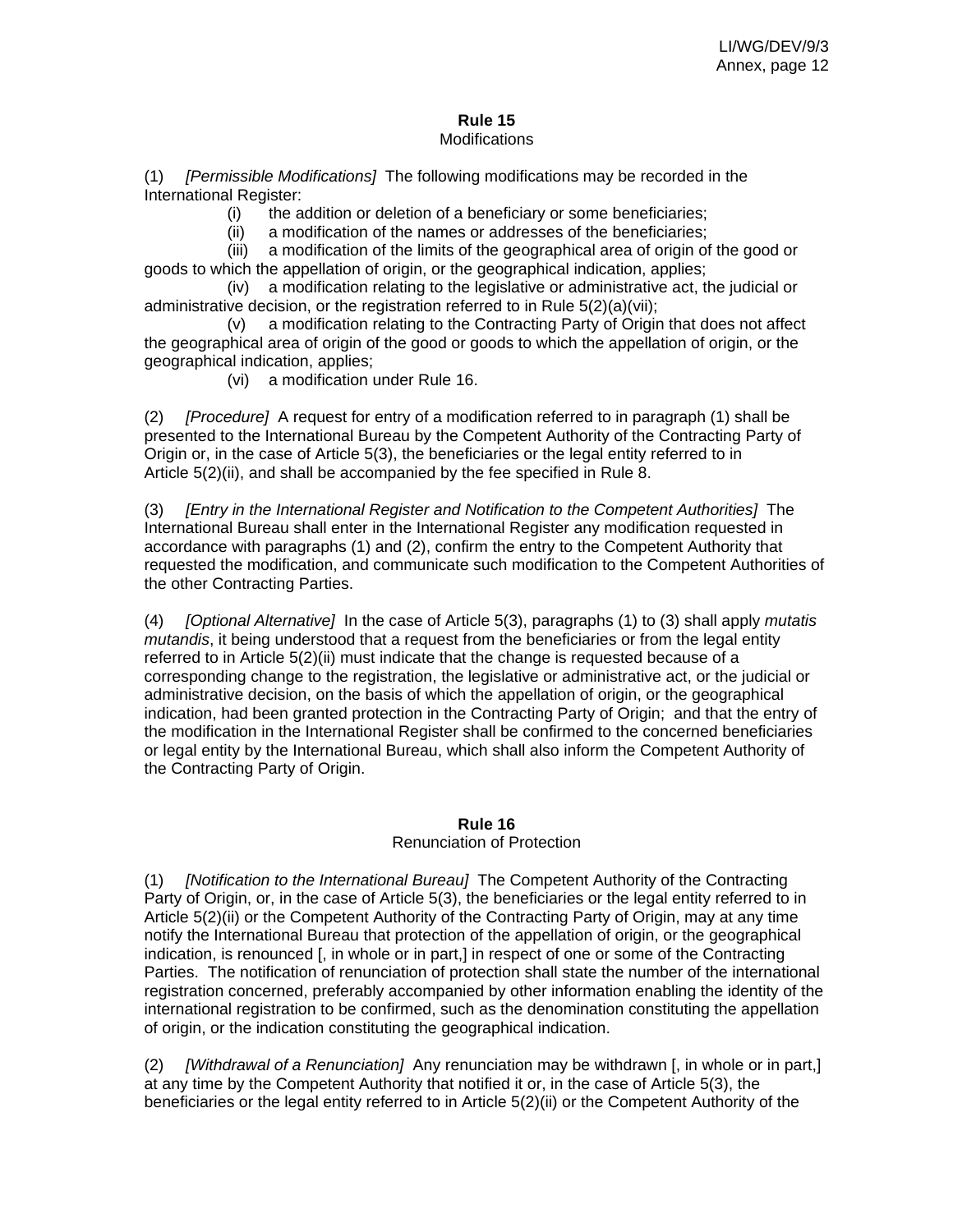### Rule 15
Modifications

(1) *[Permissible Modifications]* The following modifications may be recorded in the International Register:

(i) the addition or deletion of a beneficiary or some beneficiaries;

(ii) a modification of the names or addresses of the beneficiaries;

(iii) a modification of the limits of the geographical area of origin of the good or goods to which the appellation of origin, or the geographical indication, applies;

(iv) a modification relating to the legislative or administrative act, the judicial or administrative decision, or the registration referred to in Rule 5(2)(a)(vii);

(v) a modification relating to the Contracting Party of Origin that does not affect the geographical area of origin of the good or goods to which the appellation of origin, or the geographical indication, applies;

(vi) a modification under Rule 16.

(2) *[Procedure]* A request for entry of a modification referred to in paragraph (1) shall be presented to the International Bureau by the Competent Authority of the Contracting Party of Origin or, in the case of Article 5(3), the beneficiaries or the legal entity referred to in Article 5(2)(ii), and shall be accompanied by the fee specified in Rule 8.

(3) *[Entry in the International Register and Notification to the Competent Authorities]* The International Bureau shall enter in the International Register any modification requested in accordance with paragraphs (1) and (2), confirm the entry to the Competent Authority that requested the modification, and communicate such modification to the Competent Authorities of the other Contracting Parties.

(4) *[Optional Alternative]* In the case of Article 5(3), paragraphs (1) to (3) shall apply *mutatis mutandis*, it being understood that a request from the beneficiaries or from the legal entity referred to in Article 5(2)(ii) must indicate that the change is requested because of a corresponding change to the registration, the legislative or administrative act, or the judicial or administrative decision, on the basis of which the appellation of origin, or the geographical indication, had been granted protection in the Contracting Party of Origin; and that the entry of the modification in the International Register shall be confirmed to the concerned beneficiaries or legal entity by the International Bureau, which shall also inform the Competent Authority of the Contracting Party of Origin.

### Rule 16
Renunciation of Protection

(1) *[Notification to the International Bureau]* The Competent Authority of the Contracting Party of Origin, or, in the case of Article 5(3), the beneficiaries or the legal entity referred to in Article 5(2)(ii) or the Competent Authority of the Contracting Party of Origin, may at any time notify the International Bureau that protection of the appellation of origin, or the geographical indication, is renounced [, in whole or in part,] in respect of one or some of the Contracting Parties. The notification of renunciation of protection shall state the number of the international registration concerned, preferably accompanied by other information enabling the identity of the international registration to be confirmed, such as the denomination constituting the appellation of origin, or the indication constituting the geographical indication.

(2) *[Withdrawal of a Renunciation]* Any renunciation may be withdrawn [, in whole or in part,] at any time by the Competent Authority that notified it or, in the case of Article 5(3), the beneficiaries or the legal entity referred to in Article 5(2)(ii) or the Competent Authority of the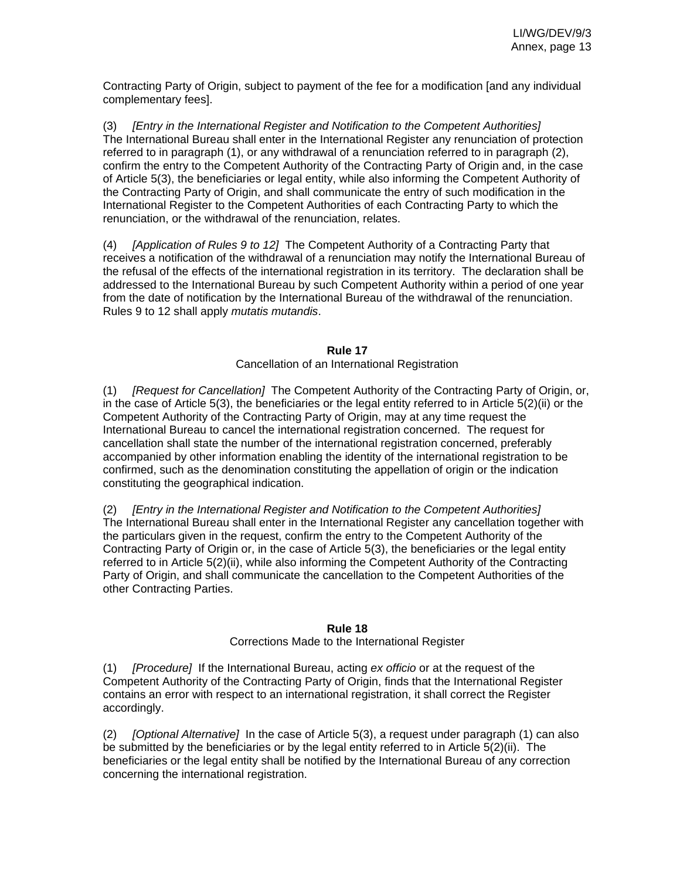Contracting Party of Origin, subject to payment of the fee for a modification [and any individual complementary fees].

(3) *[Entry in the International Register and Notification to the Competent Authorities]* The International Bureau shall enter in the International Register any renunciation of protection referred to in paragraph (1), or any withdrawal of a renunciation referred to in paragraph (2), confirm the entry to the Competent Authority of the Contracting Party of Origin and, in the case of Article 5(3), the beneficiaries or legal entity, while also informing the Competent Authority of the Contracting Party of Origin, and shall communicate the entry of such modification in the International Register to the Competent Authorities of each Contracting Party to which the renunciation, or the withdrawal of the renunciation, relates.

(4) *[Application of Rules 9 to 12]* The Competent Authority of a Contracting Party that receives a notification of the withdrawal of a renunciation may notify the International Bureau of the refusal of the effects of the international registration in its territory. The declaration shall be addressed to the International Bureau by such Competent Authority within a period of one year from the date of notification by the International Bureau of the withdrawal of the renunciation. Rules 9 to 12 shall apply *mutatis mutandis*.

**Rule 17**

Cancellation of an International Registration

(1) *[Request for Cancellation]* The Competent Authority of the Contracting Party of Origin, or, in the case of Article 5(3), the beneficiaries or the legal entity referred to in Article 5(2)(ii) or the Competent Authority of the Contracting Party of Origin, may at any time request the International Bureau to cancel the international registration concerned. The request for cancellation shall state the number of the international registration concerned, preferably accompanied by other information enabling the identity of the international registration to be confirmed, such as the denomination constituting the appellation of origin or the indication constituting the geographical indication.

(2) *[Entry in the International Register and Notification to the Competent Authorities]* The International Bureau shall enter in the International Register any cancellation together with the particulars given in the request, confirm the entry to the Competent Authority of the Contracting Party of Origin or, in the case of Article 5(3), the beneficiaries or the legal entity referred to in Article 5(2)(ii), while also informing the Competent Authority of the Contracting Party of Origin, and shall communicate the cancellation to the Competent Authorities of the other Contracting Parties.

**Rule 18**

Corrections Made to the International Register

(1) *[Procedure]* If the International Bureau, acting *ex officio* or at the request of the Competent Authority of the Contracting Party of Origin, finds that the International Register contains an error with respect to an international registration, it shall correct the Register accordingly.

(2) *[Optional Alternative]* In the case of Article 5(3), a request under paragraph (1) can also be submitted by the beneficiaries or by the legal entity referred to in Article 5(2)(ii). The beneficiaries or the legal entity shall be notified by the International Bureau of any correction concerning the international registration.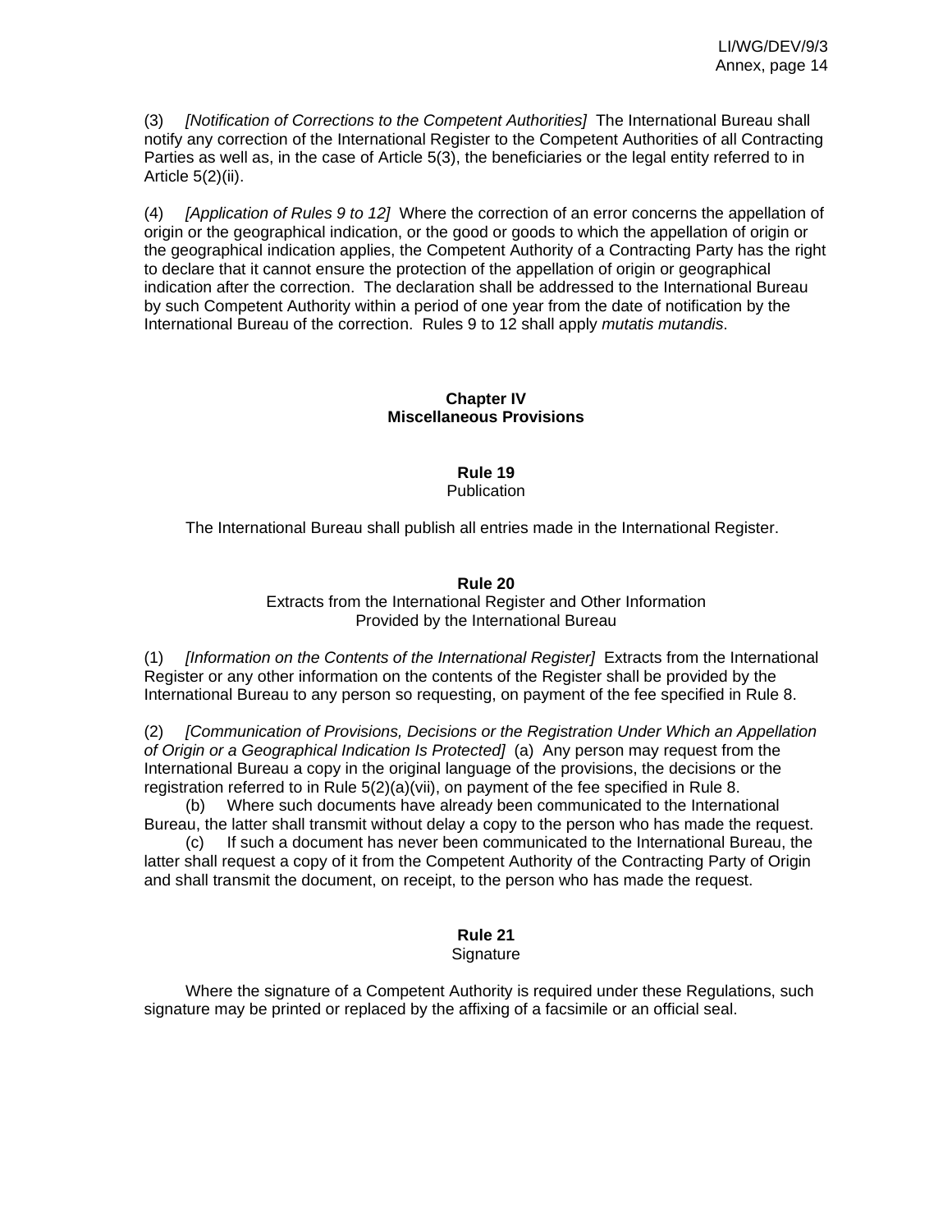(3) *[Notification of Corrections to the Competent Authorities]* The International Bureau shall notify any correction of the International Register to the Competent Authorities of all Contracting Parties as well as, in the case of Article 5(3), the beneficiaries or the legal entity referred to in Article 5(2)(ii).

(4) *[Application of Rules 9 to 12]* Where the correction of an error concerns the appellation of origin or the geographical indication, or the good or goods to which the appellation of origin or the geographical indication applies, the Competent Authority of a Contracting Party has the right to declare that it cannot ensure the protection of the appellation of origin or geographical indication after the correction. The declaration shall be addressed to the International Bureau by such Competent Authority within a period of one year from the date of notification by the International Bureau of the correction. Rules 9 to 12 shall apply *mutatis mutandis*.

## Chapter IV
## Miscellaneous Provisions

### Rule 19
Publication

The International Bureau shall publish all entries made in the International Register.

### Rule 20
Extracts from the International Register and Other Information Provided by the International Bureau

(1) *[Information on the Contents of the International Register]* Extracts from the International Register or any other information on the contents of the Register shall be provided by the International Bureau to any person so requesting, on payment of the fee specified in Rule 8.

(2) *[Communication of Provisions, Decisions or the Registration Under Which an Appellation of Origin or a Geographical Indication Is Protected]* (a) Any person may request from the International Bureau a copy in the original language of the provisions, the decisions or the registration referred to in Rule 5(2)(a)(vii), on payment of the fee specified in Rule 8.

(b) Where such documents have already been communicated to the International Bureau, the latter shall transmit without delay a copy to the person who has made the request.

(c) If such a document has never been communicated to the International Bureau, the latter shall request a copy of it from the Competent Authority of the Contracting Party of Origin and shall transmit the document, on receipt, to the person who has made the request.

### Rule 21
Signature

Where the signature of a Competent Authority is required under these Regulations, such signature may be printed or replaced by the affixing of a facsimile or an official seal.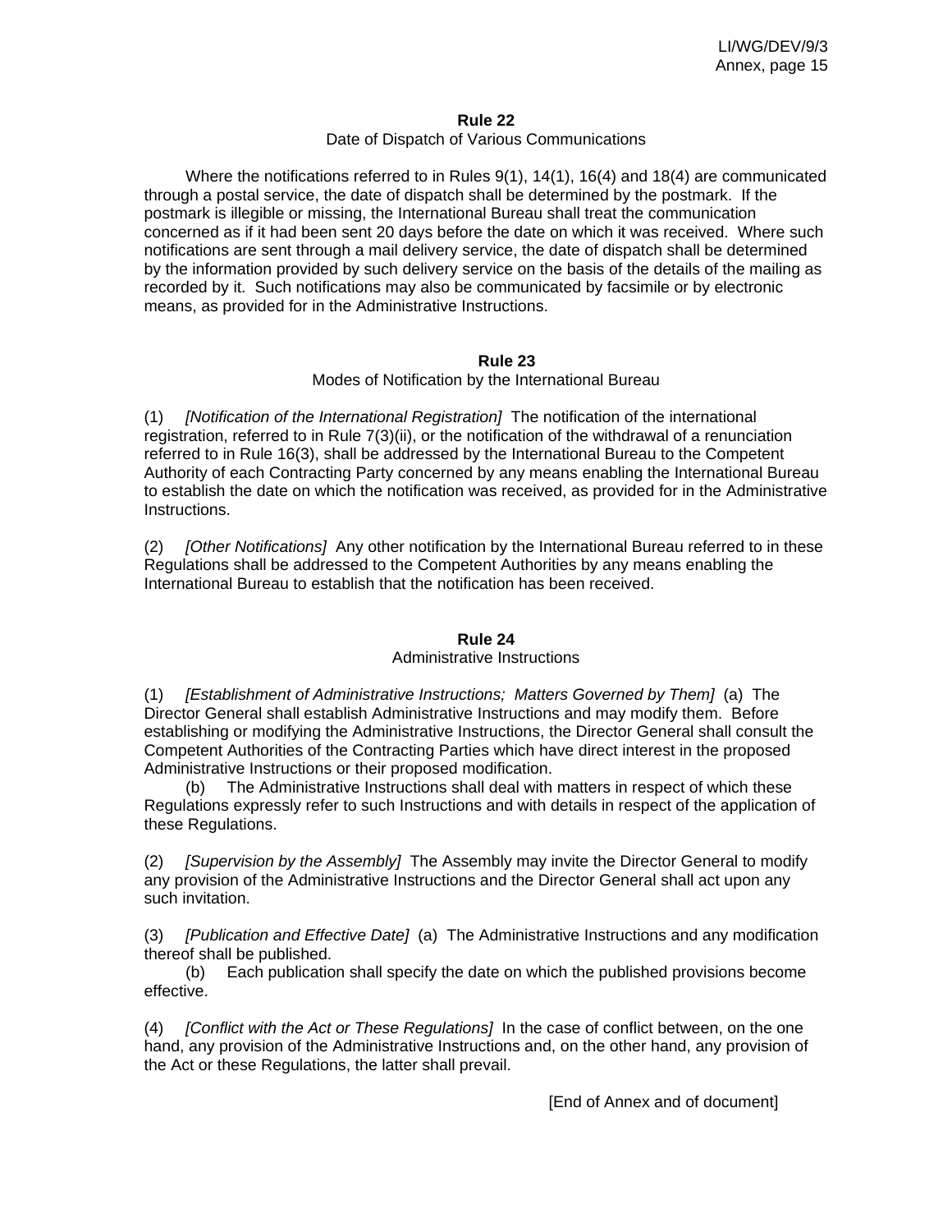### Rule 22

Date of Dispatch of Various Communications

Where the notifications referred to in Rules 9(1), 14(1), 16(4) and 18(4) are communicated through a postal service, the date of dispatch shall be determined by the postmark. If the postmark is illegible or missing, the International Bureau shall treat the communication concerned as if it had been sent 20 days before the date on which it was received. Where such notifications are sent through a mail delivery service, the date of dispatch shall be determined by the information provided by such delivery service on the basis of the details of the mailing as recorded by it. Such notifications may also be communicated by facsimile or by electronic means, as provided for in the Administrative Instructions.

### Rule 23

Modes of Notification by the International Bureau

(1) *[Notification of the International Registration]* The notification of the international registration, referred to in Rule 7(3)(ii), or the notification of the withdrawal of a renunciation referred to in Rule 16(3), shall be addressed by the International Bureau to the Competent Authority of each Contracting Party concerned by any means enabling the International Bureau to establish the date on which the notification was received, as provided for in the Administrative Instructions.

(2) *[Other Notifications]* Any other notification by the International Bureau referred to in these Regulations shall be addressed to the Competent Authorities by any means enabling the International Bureau to establish that the notification has been received.

### Rule 24

Administrative Instructions

(1) *[Establishment of Administrative Instructions; Matters Governed by Them]* (a) The Director General shall establish Administrative Instructions and may modify them. Before establishing or modifying the Administrative Instructions, the Director General shall consult the Competent Authorities of the Contracting Parties which have direct interest in the proposed Administrative Instructions or their proposed modification.

(b) The Administrative Instructions shall deal with matters in respect of which these Regulations expressly refer to such Instructions and with details in respect of the application of these Regulations.

(2) *[Supervision by the Assembly]* The Assembly may invite the Director General to modify any provision of the Administrative Instructions and the Director General shall act upon any such invitation.

(3) *[Publication and Effective Date]* (a) The Administrative Instructions and any modification thereof shall be published.

(b) Each publication shall specify the date on which the published provisions become effective.

(4) *[Conflict with the Act or These Regulations]* In the case of conflict between, on the one hand, any provision of the Administrative Instructions and, on the other hand, any provision of the Act or these Regulations, the latter shall prevail.

[End of Annex and of document]